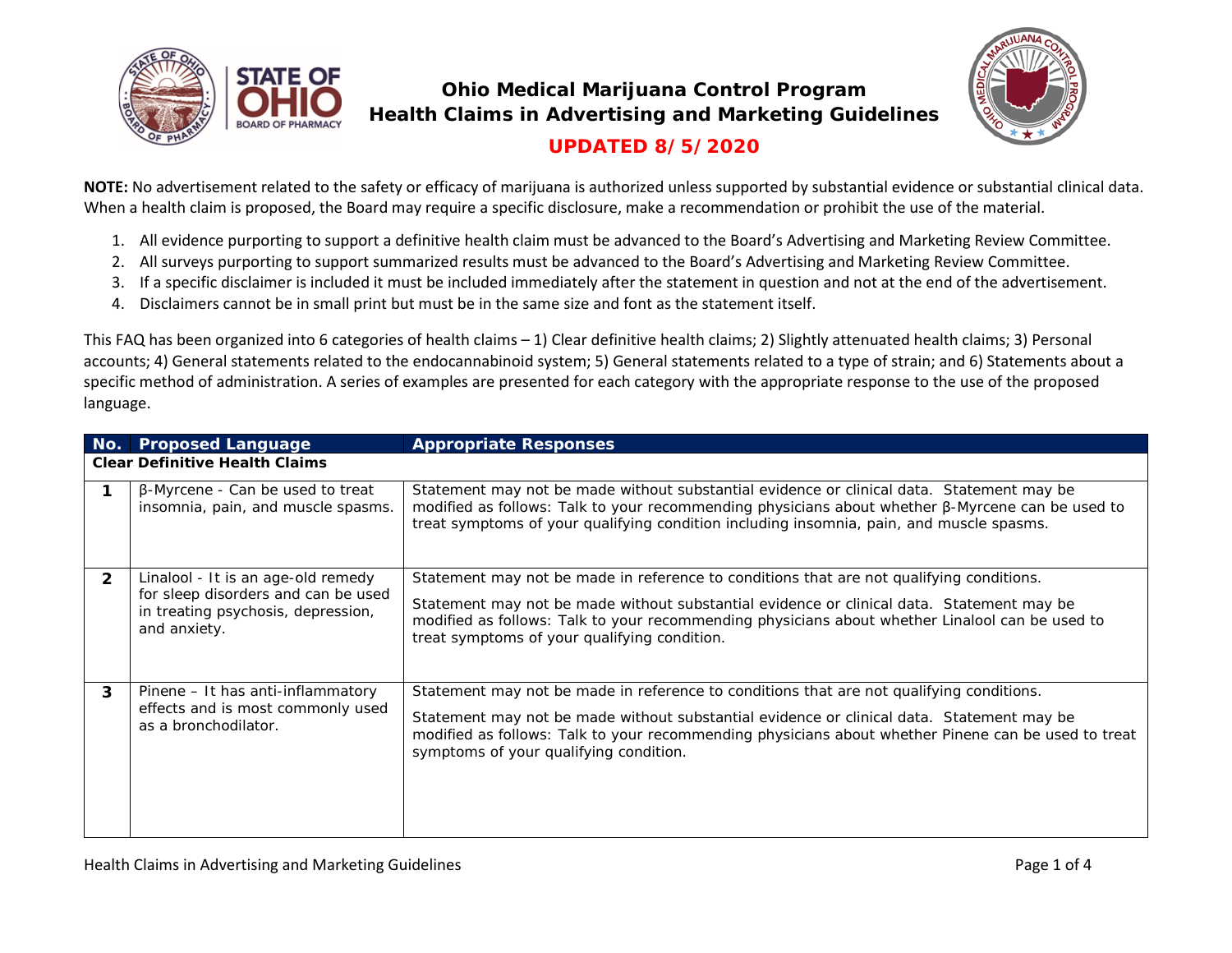# Ohio Medical Marijuana Control Program
# Health Claims in Advertising and Marketing Guidelines

**UPDATED 8/5/2020**

**NOTE:** No advertisement related to the safety or efficacy of marijuana is authorized unless supported by substantial evidence or substantial clinical data. When a health claim is proposed, the Board may require a specific disclosure, make a recommendation or prohibit the use of the material.

1. All evidence purporting to support a definitive health claim must be advanced to the Board's Advertising and Marketing Review Committee.
2. All surveys purporting to support summarized results must be advanced to the Board's Advertising and Marketing Review Committee.
3. If a specific disclaimer is included it must be included immediately after the statement in question and not at the end of the advertisement.
4. Disclaimers cannot be in small print but must be in the same size and font as the statement itself.

This FAQ has been organized into 6 categories of health claims – 1) Clear definitive health claims; 2) Slightly attenuated health claims; 3) Personal accounts; 4) General statements related to the endocannabinoid system; 5) General statements related to a type of strain; and 6) Statements about a specific method of administration. A series of examples are presented for each category with the appropriate response to the use of the proposed language.

| No. | Proposed Language | Appropriate Responses |
|---|---|---|
| **Clear Definitive Health Claims** | | |
| **1** | β-Myrcene - Can be used to treat insomnia, pain, and muscle spasms. | Statement may not be made without substantial evidence or clinical data. Statement may be modified as follows: Talk to your recommending physicians about whether β-Myrcene can be used to treat symptoms of your qualifying condition including insomnia, pain, and muscle spasms. |
| **2** | Linalool - It is an age-old remedy for sleep disorders and can be used in treating psychosis, depression, and anxiety. | Statement may not be made in reference to conditions that are not qualifying conditions.<br><br>Statement may not be made without substantial evidence or clinical data. Statement may be modified as follows: Talk to your recommending physicians about whether Linalool can be used to treat symptoms of your qualifying condition. |
| **3** | Pinene – It has anti-inflammatory effects and is most commonly used as a bronchodilator. | Statement may not be made in reference to conditions that are not qualifying conditions.<br><br>Statement may not be made without substantial evidence or clinical data. Statement may be modified as follows: Talk to your recommending physicians about whether Pinene can be used to treat symptoms of your qualifying condition. |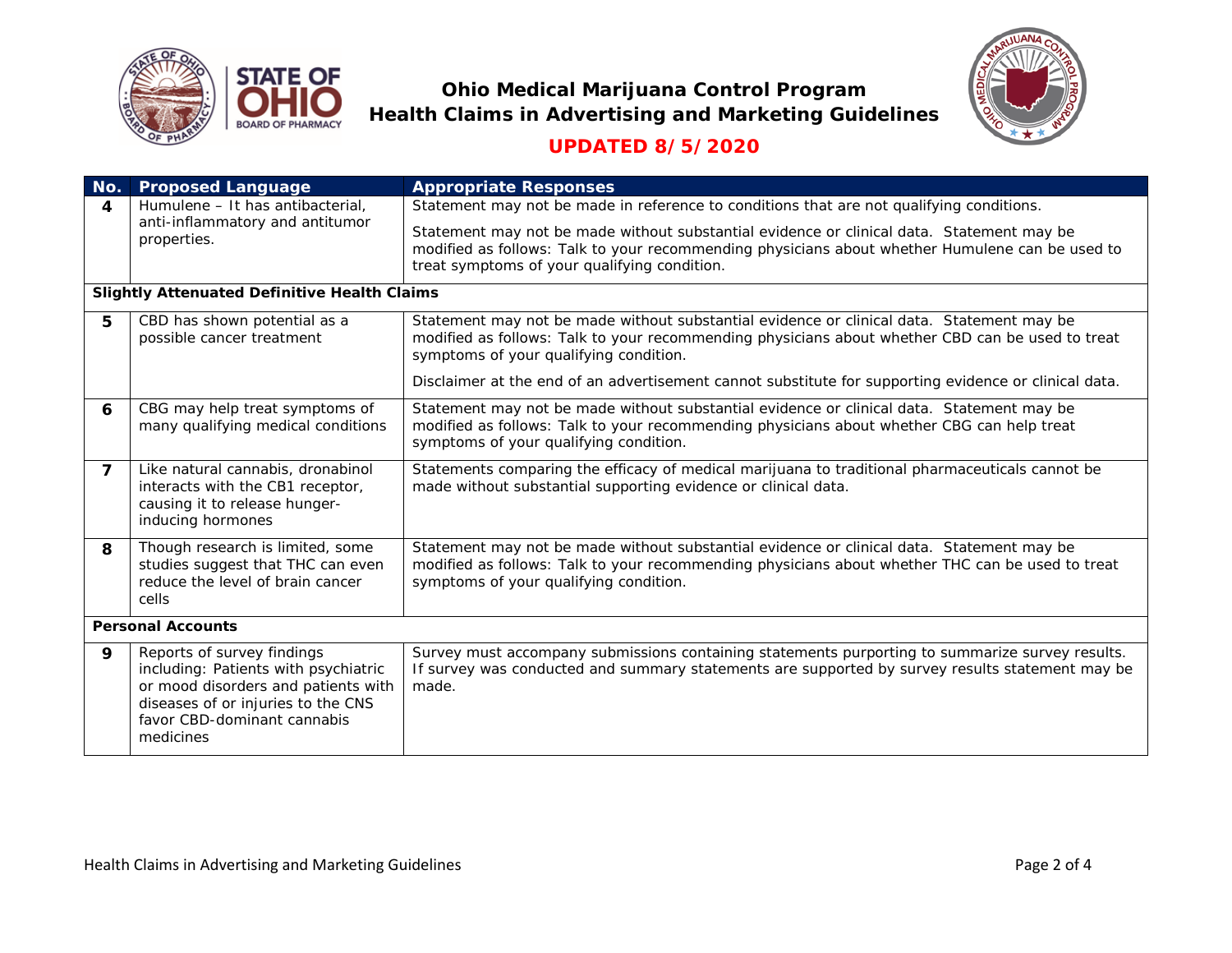# Ohio Medical Marijuana Control Program
# Health Claims in Advertising and Marketing Guidelines

**UPDATED 8/5/2020**

| No. | Proposed Language | Appropriate Responses |
|---|---|---|
| 4 | Humulene – It has antibacterial, anti-inflammatory and antitumor properties. | Statement may not be made in reference to conditions that are not qualifying conditions.<br><br>Statement may not be made without substantial evidence or clinical data. Statement may be modified as follows: Talk to your recommending physicians about whether Humulene can be used to treat symptoms of your qualifying condition. |
| **Slightly Attenuated Definitive Health Claims** | | |
| 5 | CBD has shown potential as a possible cancer treatment | Statement may not be made without substantial evidence or clinical data. Statement may be modified as follows: Talk to your recommending physicians about whether CBD can be used to treat symptoms of your qualifying condition.<br><br>Disclaimer at the end of an advertisement cannot substitute for supporting evidence or clinical data. |
| 6 | CBG may help treat symptoms of many qualifying medical conditions | Statement may not be made without substantial evidence or clinical data. Statement may be modified as follows: Talk to your recommending physicians about whether CBG can help treat symptoms of your qualifying condition. |
| 7 | Like natural cannabis, dronabinol interacts with the CB1 receptor, causing it to release hunger-inducing hormones | Statements comparing the efficacy of medical marijuana to traditional pharmaceuticals cannot be made without substantial supporting evidence or clinical data. |
| 8 | Though research is limited, some studies suggest that THC can even reduce the level of brain cancer cells | Statement may not be made without substantial evidence or clinical data. Statement may be modified as follows: Talk to your recommending physicians about whether THC can be used to treat symptoms of your qualifying condition. |
| **Personal Accounts** | | |
| 9 | Reports of survey findings including: Patients with psychiatric or mood disorders and patients with diseases of or injuries to the CNS favor CBD-dominant cannabis medicines | Survey must accompany submissions containing statements purporting to summarize survey results. If survey was conducted and summary statements are supported by survey results statement may be made. |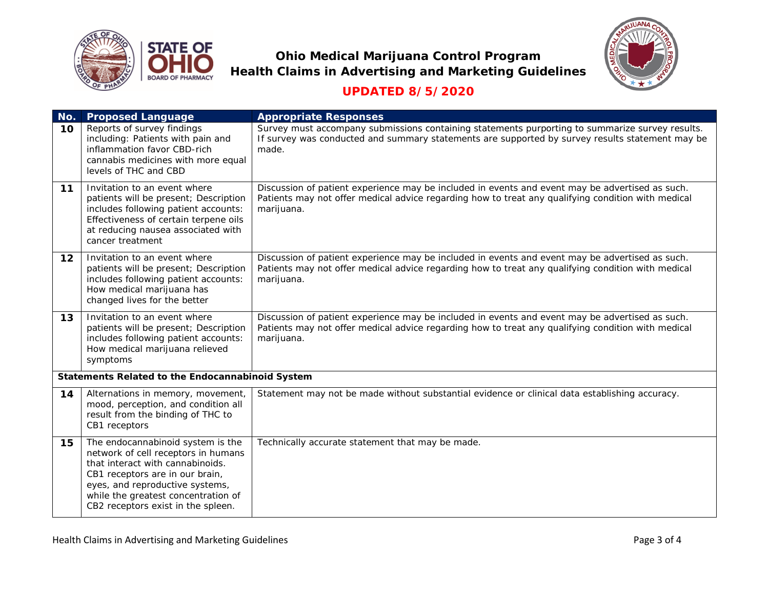# Ohio Medical Marijuana Control Program
# Health Claims in Advertising and Marketing Guidelines

**UPDATED 8/5/2020**

| No. | Proposed Language | Appropriate Responses |
|---|---|---|
| **10** | Reports of survey findings including: Patients with pain and inflammation favor CBD-rich cannabis medicines with more equal levels of THC and CBD | Survey must accompany submissions containing statements purporting to summarize survey results. If survey was conducted and summary statements are supported by survey results statement may be made. |
| **11** | Invitation to an event where patients will be present; Description includes following patient accounts: Effectiveness of certain terpene oils at reducing nausea associated with cancer treatment | Discussion of patient experience may be included in events and event may be advertised as such. Patients may not offer medical advice regarding how to treat any qualifying condition with medical marijuana. |
| **12** | Invitation to an event where patients will be present; Description includes following patient accounts: How medical marijuana has changed lives for the better | Discussion of patient experience may be included in events and event may be advertised as such. Patients may not offer medical advice regarding how to treat any qualifying condition with medical marijuana. |
| **13** | Invitation to an event where patients will be present; Description includes following patient accounts: How medical marijuana relieved symptoms | Discussion of patient experience may be included in events and event may be advertised as such. Patients may not offer medical advice regarding how to treat any qualifying condition with medical marijuana. |
| **Statements Related to the Endocannabinoid System** | | |
| **14** | Alternations in memory, movement, mood, perception, and condition all result from the binding of THC to CB1 receptors | Statement may not be made without substantial evidence or clinical data establishing accuracy. |
| **15** | The endocannabinoid system is the network of cell receptors in humans that interact with cannabinoids. CB1 receptors are in our brain, eyes, and reproductive systems, while the greatest concentration of CB2 receptors exist in the spleen. | Technically accurate statement that may be made. |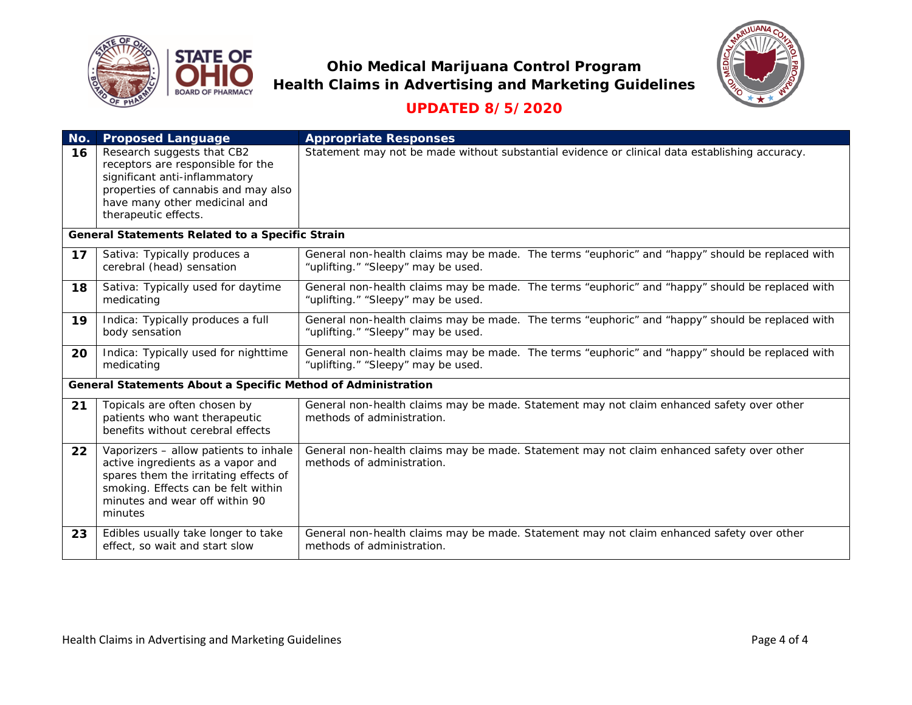# Ohio Medical Marijuana Control Program
# Health Claims in Advertising and Marketing Guidelines

**UPDATED 8/5/2020**

| No. | Proposed Language | Appropriate Responses |
|---|---|---|
| **16** | Research suggests that CB2 receptors are responsible for the significant anti-inflammatory properties of cannabis and may also have many other medicinal and therapeutic effects. | Statement may not be made without substantial evidence or clinical data establishing accuracy. |
| **General Statements Related to a Specific Strain** | | |
| **17** | Sativa: Typically produces a cerebral (head) sensation | General non-health claims may be made. The terms “euphoric” and “happy” should be replaced with “uplifting.” “Sleepy” may be used. |
| **18** | Sativa: Typically used for daytime medicating | General non-health claims may be made. The terms “euphoric” and “happy” should be replaced with “uplifting.” “Sleepy” may be used. |
| **19** | Indica: Typically produces a full body sensation | General non-health claims may be made. The terms “euphoric” and “happy” should be replaced with “uplifting.” “Sleepy” may be used. |
| **20** | Indica: Typically used for nighttime medicating | General non-health claims may be made. The terms “euphoric” and “happy” should be replaced with “uplifting.” “Sleepy” may be used. |
| **General Statements About a Specific Method of Administration** | | |
| **21** | Topicals are often chosen by patients who want therapeutic benefits without cerebral effects | General non-health claims may be made. Statement may not claim enhanced safety over other methods of administration. |
| **22** | Vaporizers – allow patients to inhale active ingredients as a vapor and spares them the irritating effects of smoking. Effects can be felt within minutes and wear off within 90 minutes | General non-health claims may be made. Statement may not claim enhanced safety over other methods of administration. |
| **23** | Edibles usually take longer to take effect, so wait and start slow | General non-health claims may be made. Statement may not claim enhanced safety over other methods of administration. |